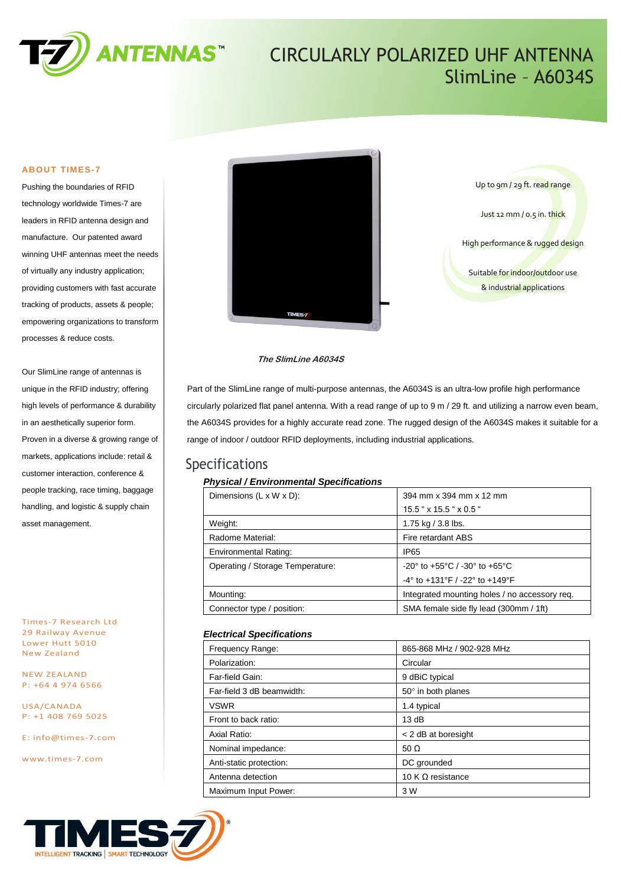# CIRCULARLY POLARIZED UHF ANTENNA
## SlimLine – A6034S

### ABOUT TIMES-7

Pushing the boundaries of RFID technology worldwide Times-7 are leaders in RFID antenna design and manufacture. Our patented award winning UHF antennas meet the needs of virtually any industry application; providing customers with fast accurate tracking of products, assets & people; empowering organizations to transform processes & reduce costs.

Our SlimLine range of antennas is unique in the RFID industry; offering high levels of performance & durability in an aesthetically superior form. Proven in a diverse & growing range of markets, applications include: retail & customer interaction, conference & people tracking, race timing, baggage handling, and logistic & supply chain asset management.

Times-7 Research Ltd
29 Railway Avenue
Lower Hutt 5010
New Zealand

NEW ZEALAND
P: +64 4 974 6566

USA/CANADA
P: +1 408 769 5025

E: info@times-7.com

www.times-7.com

*The SlimLine A6034S*

- Up to 9m / 29 ft. read range
- Just 12 mm / 0.5 in. thick
- High performance & rugged design
- Suitable for indoor/outdoor use & industrial applications

Part of the SlimLine range of multi-purpose antennas, the A6034S is an ultra-low profile high performance circularly polarized flat panel antenna. With a read range of up to 9 m / 29 ft. and utilizing a narrow even beam, the A6034S provides for a highly accurate read zone. The rugged design of the A6034S makes it suitable for a range of indoor / outdoor RFID deployments, including industrial applications.

## Specifications

***Physical / Environmental Specifications***

| | |
|---|---|
| Dimensions (L x W x D): | 394 mm x 394 mm x 12 mm<br>15.5 " x 15.5 " x 0.5 " |
| Weight: | 1.75 kg / 3.8 lbs. |
| Radome Material: | Fire retardant ABS |
| Environmental Rating: | IP65 |
| Operating / Storage Temperature: | -20° to +55°C / -30° to +65°C<br>-4° to +131°F / -22° to +149°F |
| Mounting: | Integrated mounting holes / no accessory req. |
| Connector type / position: | SMA female side fly lead (300mm / 1ft) |

***Electrical Specifications***

| | |
|---|---|
| Frequency Range: | 865-868 MHz / 902-928 MHz |
| Polarization: | Circular |
| Far-field Gain: | 9 dBiC typical |
| Far-field 3 dB beamwidth: | 50° in both planes |
| VSWR | 1.4 typical |
| Front to back ratio: | 13 dB |
| Axial Ratio: | < 2 dB at boresight |
| Nominal impedance: | 50 Ω |
| Anti-static protection: | DC grounded |
| Antenna detection | 10 K Ω resistance |
| Maximum Input Power: | 3 W |

TIMES-7 INTELLIGENT TRACKING | SMART TECHNOLOGY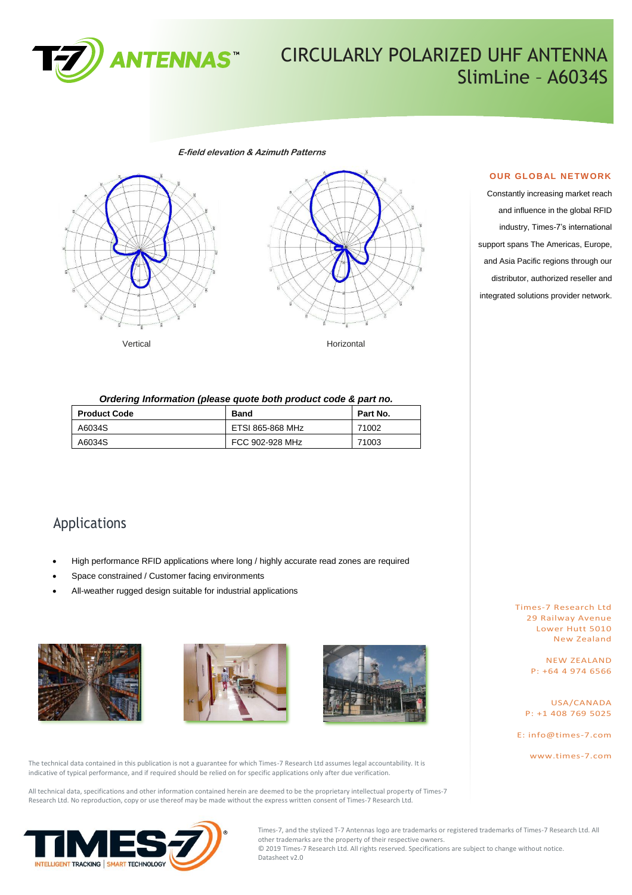# CIRCULARLY POLARIZED UHF ANTENNA
## SlimLine – A6034S

*E-field elevation & Azimuth Patterns*

Vertical

Horizontal

**OUR GLOBAL NETWORK**

Constantly increasing market reach and influence in the global RFID industry, Times-7's international support spans The Americas, Europe, and Asia Pacific regions through our distributor, authorized reseller and integrated solutions provider network.

***Ordering Information (please quote both product code & part no.***

| Product Code | Band | Part No. |
|---|---|---|
| A6034S | ETSI 865-868 MHz | 71002 |
| A6034S | FCC 902-928 MHz | 71003 |

## Applications

- High performance RFID applications where long / highly accurate read zones are required
- Space constrained / Customer facing environments
- All-weather rugged design suitable for industrial applications

Times-7 Research Ltd
29 Railway Avenue
Lower Hutt 5010
New Zealand

NEW ZEALAND
P: +64 4 974 6566

USA/CANADA
P: +1 408 769 5025

E: info@times-7.com

www.times-7.com

The technical data contained in this publication is not a guarantee for which Times-7 Research Ltd assumes legal accountability. It is indicative of typical performance, and if required should be relied on for specific applications only after due verification.

All technical data, specifications and other information contained herein are deemed to be the proprietary intellectual property of Times-7 Research Ltd. No reproduction, copy or use thereof may be made without the express written consent of Times-7 Research Ltd.

Times-7, and the stylized T-7 Antennas logo are trademarks or registered trademarks of Times-7 Research Ltd. All other trademarks are the property of their respective owners.
© 2019 Times-7 Research Ltd. All rights reserved. Specifications are subject to change without notice.
Datasheet v2.0